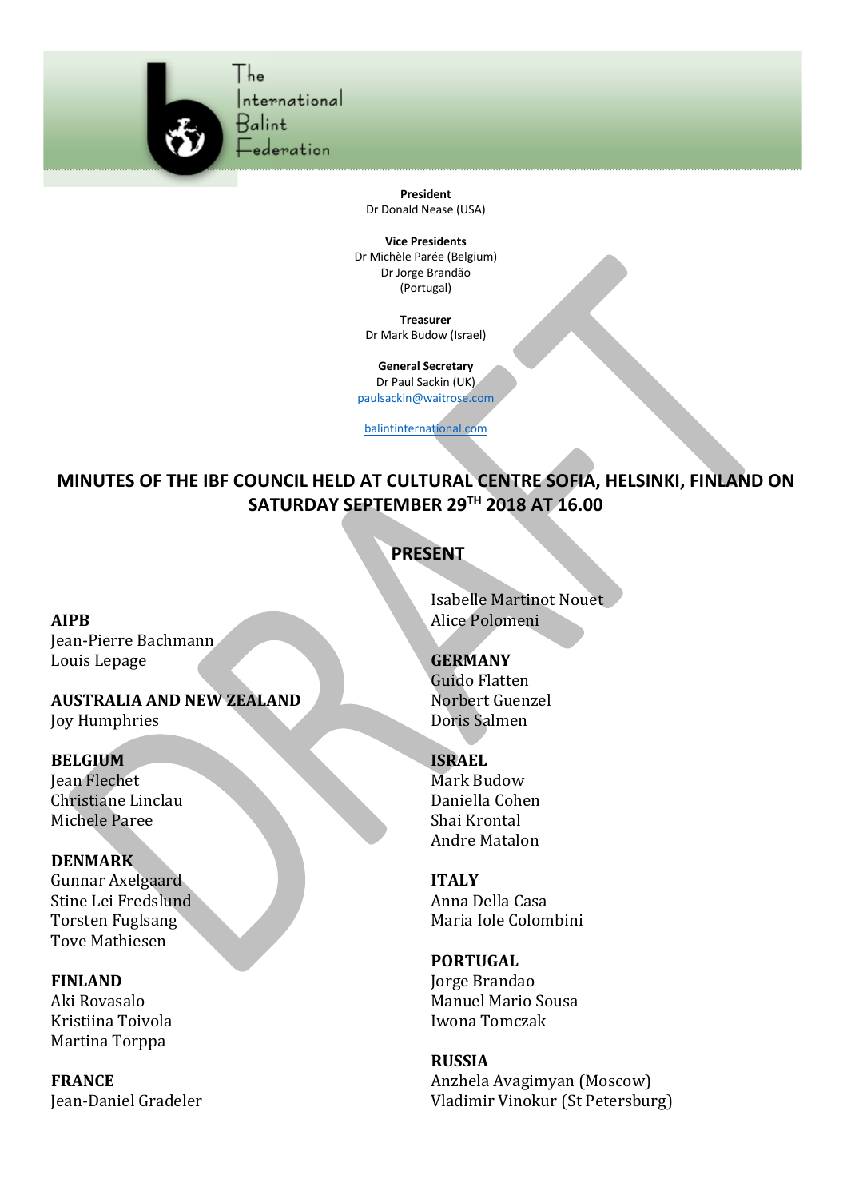The International Balint Federation

**President**
Dr Donald Nease (USA)

**Vice Presidents**
Dr Michèle Parée (Belgium)
Dr Jorge Brandão (Portugal)

**Treasurer**
Dr Mark Budow (Israel)

**General Secretary**
Dr Paul Sackin (UK)
paulsackin@waitrose.com

balintinternational.com

# MINUTES OF THE IBF COUNCIL HELD AT CULTURAL CENTRE SOFIA, HELSINKI, FINLAND ON SATURDAY SEPTEMBER 29TH 2018 AT 16.00

## PRESENT

**AIPB**
Jean-Pierre Bachmann
Louis Lepage

**AUSTRALIA AND NEW ZEALAND**
Joy Humphries

**BELGIUM**
Jean Flechet
Christiane Linclau
Michele Paree

**DENMARK**
Gunnar Axelgaard
Stine Lei Fredslund
Torsten Fuglsang
Tove Mathiesen

**FINLAND**
Aki Rovasalo
Kristiina Toivola
Martina Torppa

**FRANCE**
Jean-Daniel Gradeler
Isabelle Martinot Nouet
Alice Polomeni

**GERMANY**
Guido Flatten
Norbert Guenzel
Doris Salmen

**ISRAEL**
Mark Budow
Daniella Cohen
Shai Krontal
Andre Matalon

**ITALY**
Anna Della Casa
Maria Iole Colombini

**PORTUGAL**
Jorge Brandao
Manuel Mario Sousa
Iwona Tomczak

**RUSSIA**
Anzhela Avagimyan (Moscow)
Vladimir Vinokur (St Petersburg)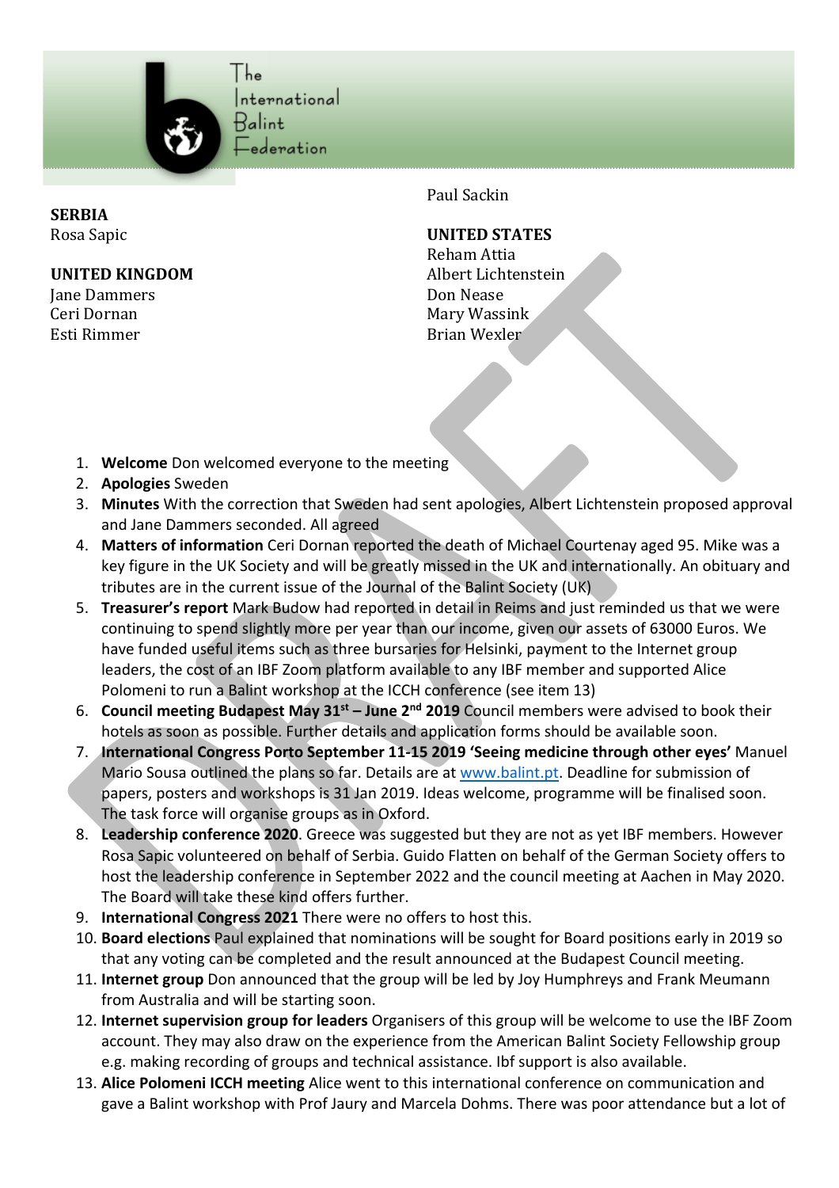**SERBIA**
Rosa Sapic

**UNITED KINGDOM**
Jane Dammers
Ceri Dornan
Esti Rimmer

Paul Sackin

**UNITED STATES**
Reham Attia
Albert Lichtenstein
Don Nease
Mary Wassink
Brian Wexler

1. **Welcome** Don welcomed everyone to the meeting
2. **Apologies** Sweden
3. **Minutes** With the correction that Sweden had sent apologies, Albert Lichtenstein proposed approval and Jane Dammers seconded. All agreed
4. **Matters of information** Ceri Dornan reported the death of Michael Courtenay aged 95. Mike was a key figure in the UK Society and will be greatly missed in the UK and internationally. An obituary and tributes are in the current issue of the Journal of the Balint Society (UK)
5. **Treasurer's report** Mark Budow had reported in detail in Reims and just reminded us that we were continuing to spend slightly more per year than our income, given our assets of 63000 Euros. We have funded useful items such as three bursaries for Helsinki, payment to the Internet group leaders, the cost of an IBF Zoom platform available to any IBF member and supported Alice Polomeni to run a Balint workshop at the ICCH conference (see item 13)
6. **Council meeting Budapest May 31st – June 2nd 2019** Council members were advised to book their hotels as soon as possible. Further details and application forms should be available soon.
7. **International Congress Porto September 11-15 2019 'Seeing medicine through other eyes'** Manuel Mario Sousa outlined the plans so far. Details are at www.balint.pt. Deadline for submission of papers, posters and workshops is 31 Jan 2019. Ideas welcome, programme will be finalised soon. The task force will organise groups as in Oxford.
8. **Leadership conference 2020**. Greece was suggested but they are not as yet IBF members. However Rosa Sapic volunteered on behalf of Serbia. Guido Flatten on behalf of the German Society offers to host the leadership conference in September 2022 and the council meeting at Aachen in May 2020. The Board will take these kind offers further.
9. **International Congress 2021** There were no offers to host this.
10. **Board elections** Paul explained that nominations will be sought for Board positions early in 2019 so that any voting can be completed and the result announced at the Budapest Council meeting.
11. **Internet group** Don announced that the group will be led by Joy Humphreys and Frank Meumann from Australia and will be starting soon.
12. **Internet supervision group for leaders** Organisers of this group will be welcome to use the IBF Zoom account. They may also draw on the experience from the American Balint Society Fellowship group e.g. making recording of groups and technical assistance. Ibf support is also available.
13. **Alice Polomeni ICCH meeting** Alice went to this international conference on communication and gave a Balint workshop with Prof Jaury and Marcela Dohms. There was poor attendance but a lot of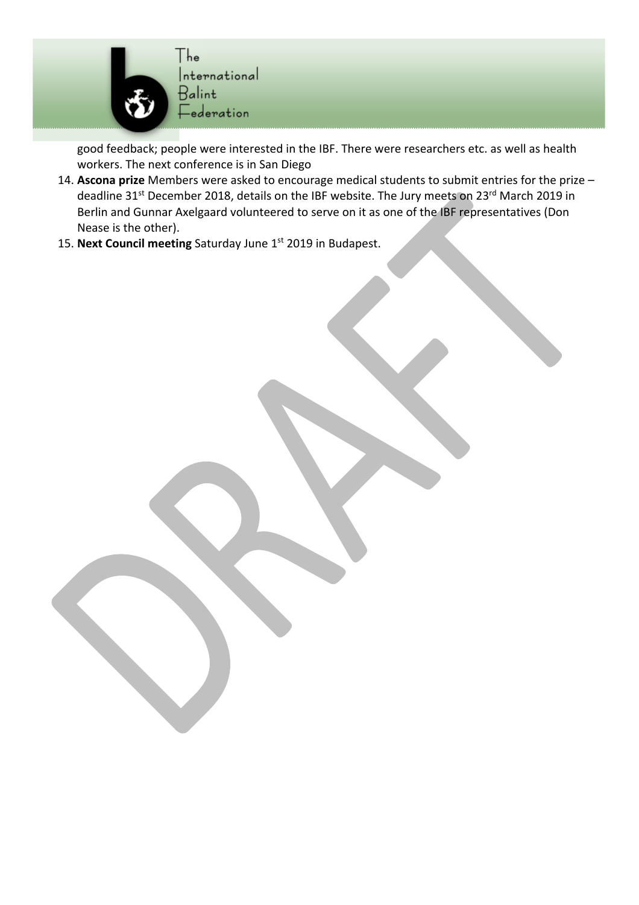good feedback; people were interested in the IBF. There were researchers etc. as well as health workers. The next conference is in San Diego

14. **Ascona prize** Members were asked to encourage medical students to submit entries for the prize – deadline 31st December 2018, details on the IBF website. The Jury meets on 23rd March 2019 in Berlin and Gunnar Axelgaard volunteered to serve on it as one of the IBF representatives (Don Nease is the other).
15. **Next Council meeting** Saturday June 1st 2019 in Budapest.